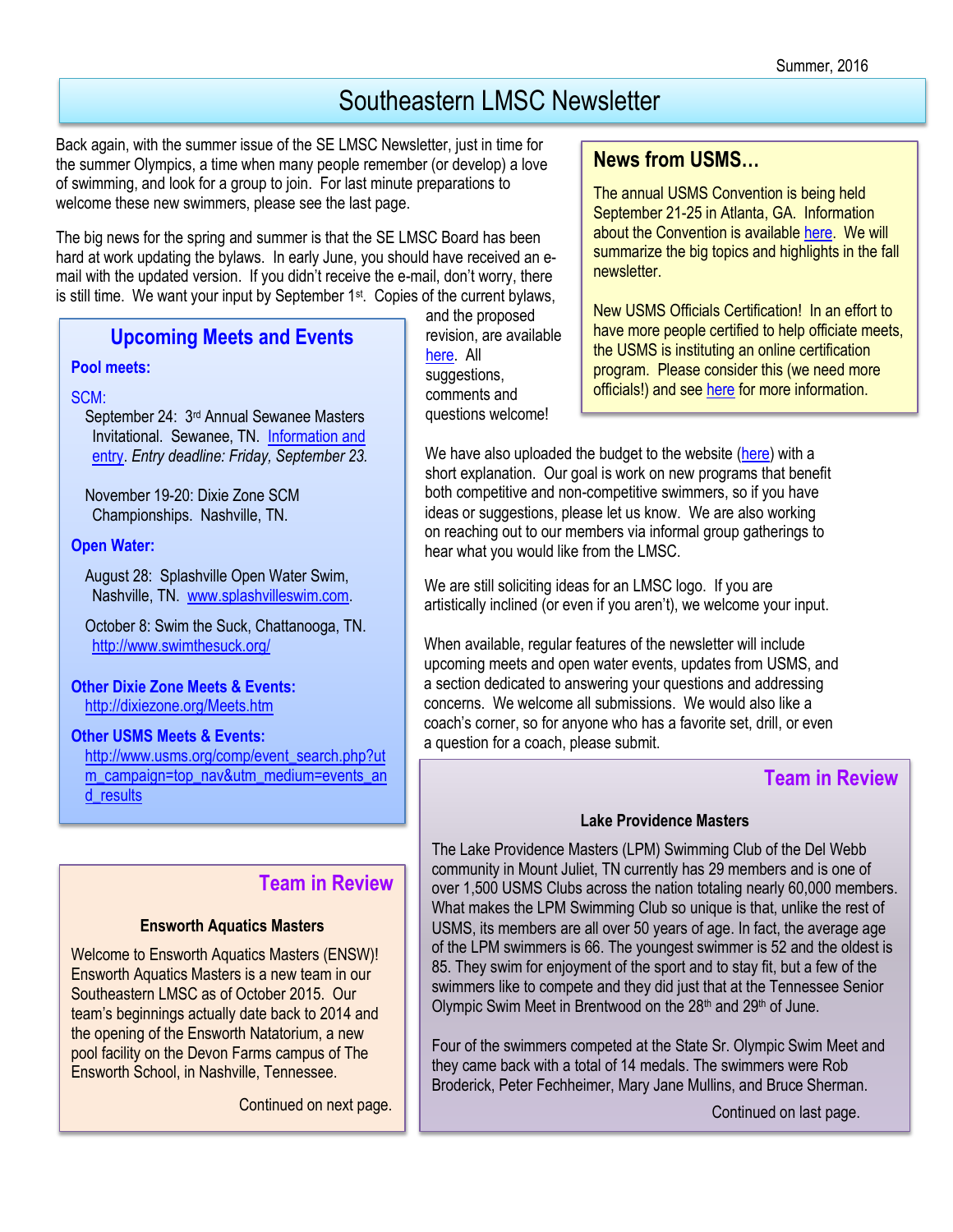Summer, 2016

# Southeastern LMSC Newsletter

Back again, with the summer issue of the SE LMSC Newsletter, just in time for the summer Olympics, a time when many people remember (or develop) a love of swimming, and look for a group to join. For last minute preparations to welcome these new swimmers, please see the last page.

The big news for the spring and summer is that the SE LMSC Board has been hard at work updating the bylaws. In early June, you should have received an e-mail with the updated version. If you didn't receive the e-mail, don't worry, there is still time. We want your input by September 1st. Copies of the current bylaws, and the proposed revision, are available [here](). All suggestions, comments and questions welcome!

We have also uploaded the budget to the website ([here]()) with a short explanation. Our goal is work on new programs that benefit both competitive and non-competitive swimmers, so if you have ideas or suggestions, please let us know. We are also working on reaching out to our members via informal group gatherings to hear what you would like from the LMSC.

We are still soliciting ideas for an LMSC logo. If you are artistically inclined (or even if you aren't), we welcome your input.

When available, regular features of the newsletter will include upcoming meets and open water events, updates from USMS, and a section dedicated to answering your questions and addressing concerns. We welcome all submissions. We would also like a coach's corner, so for anyone who has a favorite set, drill, or even a question for a coach, please submit.

## News from USMS…

The annual USMS Convention is being held September 21-25 in Atlanta, GA. Information about the Convention is available [here](). We will summarize the big topics and highlights in the fall newsletter.

New USMS Officials Certification! In an effort to have more people certified to help officiate meets, the USMS is instituting an online certification program. Please consider this (we need more officials!) and see [here]() for more information.

## Upcoming Meets and Events

### Pool meets:

**SCM:**

September 24: 3rd Annual Sewanee Masters Invitational. Sewanee, TN. [Information and entry](). *Entry deadline: Friday, September 23.*

November 19-20: Dixie Zone SCM Championships. Nashville, TN.

### Open Water:

August 28: Splashville Open Water Swim, Nashville, TN. www.splashvilleswim.com.

October 8: Swim the Suck, Chattanooga, TN. http://www.swimthesuck.org/

### Other Dixie Zone Meets & Events:

http://dixiezone.org/Meets.htm

### Other USMS Meets & Events:

http://www.usms.org/comp/event_search.php?utm_campaign=top_nav&utm_medium=events_and_results

## Team in Review

**Lake Providence Masters**

The Lake Providence Masters (LPM) Swimming Club of the Del Webb community in Mount Juliet, TN currently has 29 members and is one of over 1,500 USMS Clubs across the nation totaling nearly 60,000 members. What makes the LPM Swimming Club so unique is that, unlike the rest of USMS, its members are all over 50 years of age. In fact, the average age of the LPM swimmers is 66. The youngest swimmer is 52 and the oldest is 85. They swim for enjoyment of the sport and to stay fit, but a few of the swimmers like to compete and they did just that at the Tennessee Senior Olympic Swim Meet in Brentwood on the 28th and 29th of June.

Four of the swimmers competed at the State Sr. Olympic Swim Meet and they came back with a total of 14 medals. The swimmers were Rob Broderick, Peter Fechheimer, Mary Jane Mullins, and Bruce Sherman.

Continued on last page.

## Team in Review

**Ensworth Aquatics Masters**

Welcome to Ensworth Aquatics Masters (ENSW)! Ensworth Aquatics Masters is a new team in our Southeastern LMSC as of October 2015. Our team's beginnings actually date back to 2014 and the opening of the Ensworth Natatorium, a new pool facility on the Devon Farms campus of The Ensworth School, in Nashville, Tennessee.

Continued on next page.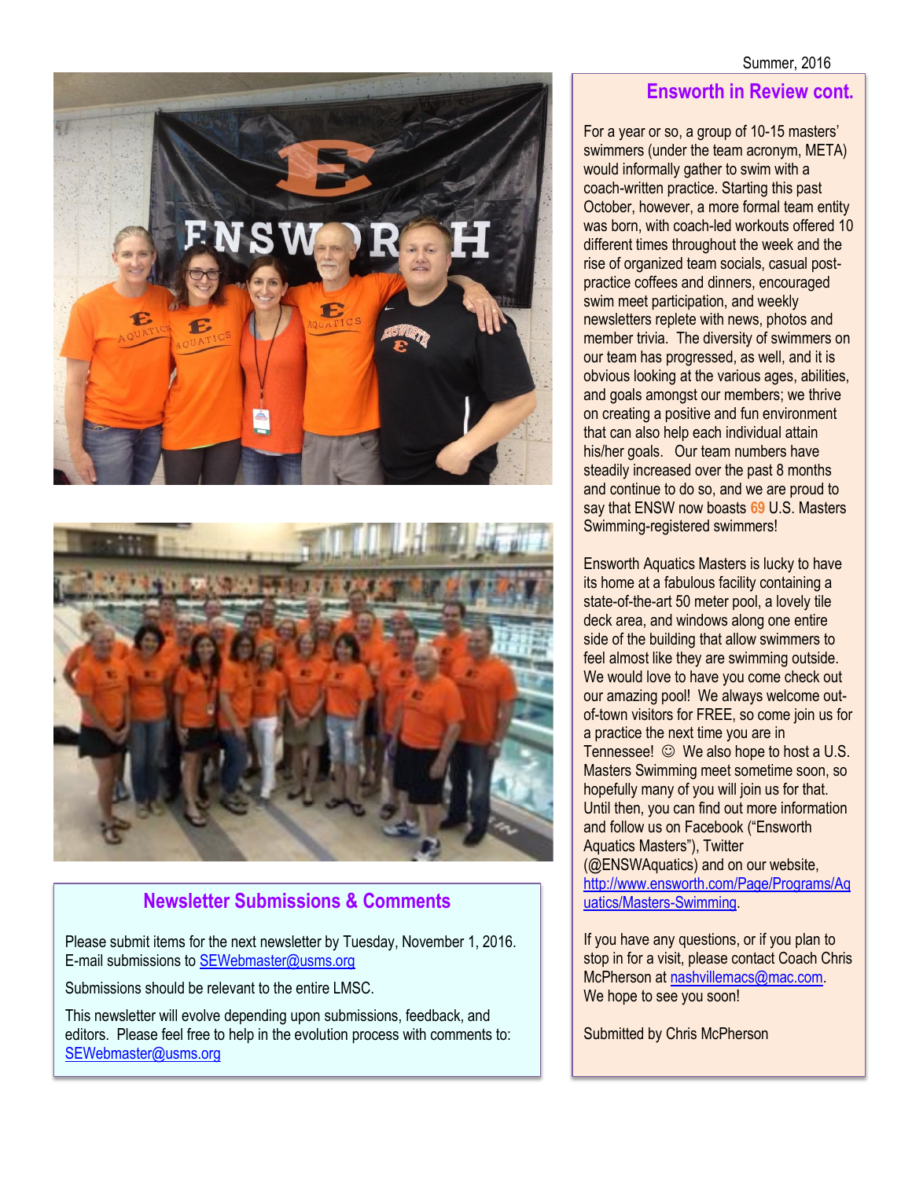## Ensworth in Review cont.

For a year or so, a group of 10-15 masters' swimmers (under the team acronym, META) would informally gather to swim with a coach-written practice. Starting this past October, however, a more formal team entity was born, with coach-led workouts offered 10 different times throughout the week and the rise of organized team socials, casual post-practice coffees and dinners, encouraged swim meet participation, and weekly newsletters replete with news, photos and member trivia. The diversity of swimmers on our team has progressed, as well, and it is obvious looking at the various ages, abilities, and goals amongst our members; we thrive on creating a positive and fun environment that can also help each individual attain his/her goals. Our team numbers have steadily increased over the past 8 months and continue to do so, and we are proud to say that ENSW now boasts **69** U.S. Masters Swimming-registered swimmers!

Ensworth Aquatics Masters is lucky to have its home at a fabulous facility containing a state-of-the-art 50 meter pool, a lovely tile deck area, and windows along one entire side of the building that allow swimmers to feel almost like they are swimming outside. We would love to have you come check out our amazing pool! We always welcome out-of-town visitors for FREE, so come join us for a practice the next time you are in Tennessee! ☺ We also hope to host a U.S. Masters Swimming meet sometime soon, so hopefully many of you will join us for that. Until then, you can find out more information and follow us on Facebook ("Ensworth Aquatics Masters"), Twitter (@ENSWAquatics) and on our website, http://www.ensworth.com/Page/Programs/Aquatics/Masters-Swimming.

If you have any questions, or if you plan to stop in for a visit, please contact Coach Chris McPherson at nashvillemacs@mac.com. We hope to see you soon!

Submitted by Chris McPherson

## Newsletter Submissions & Comments

Please submit items for the next newsletter by Tuesday, November 1, 2016. E-mail submissions to SEWebmaster@usms.org

Submissions should be relevant to the entire LMSC.

This newsletter will evolve depending upon submissions, feedback, and editors. Please feel free to help in the evolution process with comments to: SEWebmaster@usms.org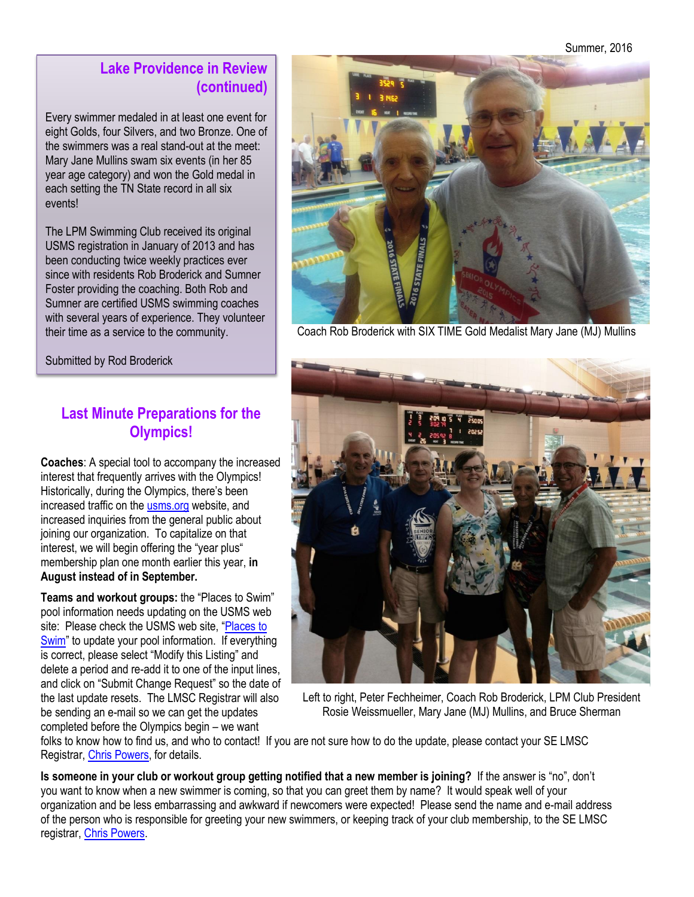## Lake Providence in Review (continued)

Every swimmer medaled in at least one event for eight Golds, four Silvers, and two Bronze. One of the swimmers was a real stand-out at the meet: Mary Jane Mullins swam six events (in her 85 year age category) and won the Gold medal in each setting the TN State record in all six events!

The LPM Swimming Club received its original USMS registration in January of 2013 and has been conducting twice weekly practices ever since with residents Rob Broderick and Sumner Foster providing the coaching. Both Rob and Sumner are certified USMS swimming coaches with several years of experience. They volunteer their time as a service to the community.

Submitted by Rod Broderick

Coach Rob Broderick with SIX TIME Gold Medalist Mary Jane (MJ) Mullins

## Last Minute Preparations for the Olympics!

**Coaches**: A special tool to accompany the increased interest that frequently arrives with the Olympics! Historically, during the Olympics, there's been increased traffic on the usms.org website, and increased inquiries from the general public about joining our organization. To capitalize on that interest, we will begin offering the "year plus" membership plan one month earlier this year, **in August instead of in September.**

**Teams and workout groups:** the "Places to Swim" pool information needs updating on the USMS web site: Please check the USMS web site, "Places to Swim" to update your pool information. If everything is correct, please select "Modify this Listing" and delete a period and re-add it to one of the input lines, and click on "Submit Change Request" so the date of the last update resets. The LMSC Registrar will also be sending an e-mail so we can get the updates completed before the Olympics begin – we want folks to know how to find us, and who to contact! If you are not sure how to do the update, please contact your SE LMSC Registrar, Chris Powers, for details.

Left to right, Peter Fechheimer, Coach Rob Broderick, LPM Club President Rosie Weissmueller, Mary Jane (MJ) Mullins, and Bruce Sherman

**Is someone in your club or workout group getting notified that a new member is joining?** If the answer is "no", don't you want to know when a new swimmer is coming, so that you can greet them by name? It would speak well of your organization and be less embarrassing and awkward if newcomers were expected! Please send the name and e-mail address of the person who is responsible for greeting your new swimmers, or keeping track of your club membership, to the SE LMSC registrar, Chris Powers.